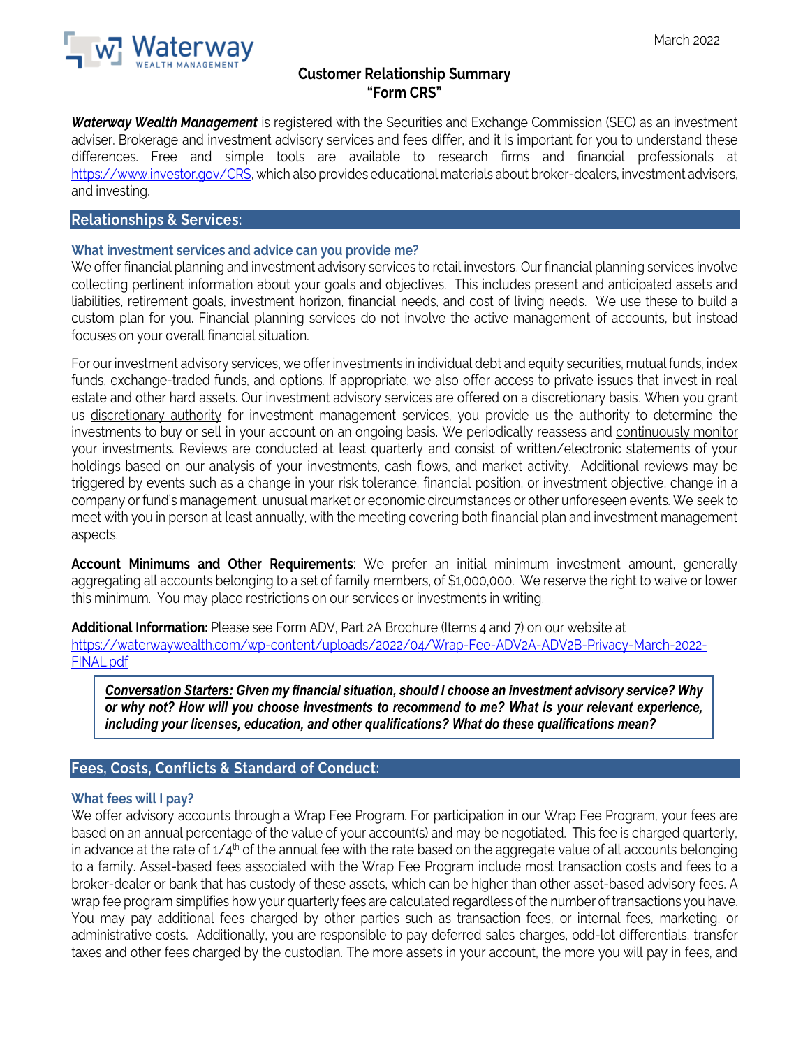March 2022

# Customer Relationship Summary
# "Form CRS"

***Waterway Wealth Management*** is registered with the Securities and Exchange Commission (SEC) as an investment adviser. Brokerage and investment advisory services and fees differ, and it is important for you to understand these differences. Free and simple tools are available to research firms and financial professionals at https://www.investor.gov/CRS, which also provides educational materials about broker-dealers, investment advisers, and investing.

## Relationships & Services:

### What investment services and advice can you provide me?

We offer financial planning and investment advisory services to retail investors. Our financial planning services involve collecting pertinent information about your goals and objectives. This includes present and anticipated assets and liabilities, retirement goals, investment horizon, financial needs, and cost of living needs. We use these to build a custom plan for you. Financial planning services do not involve the active management of accounts, but instead focuses on your overall financial situation.

For our investment advisory services, we offer investments in individual debt and equity securities, mutual funds, index funds, exchange-traded funds, and options. If appropriate, we also offer access to private issues that invest in real estate and other hard assets. Our investment advisory services are offered on a discretionary basis. When you grant us discretionary authority for investment management services, you provide us the authority to determine the investments to buy or sell in your account on an ongoing basis. We periodically reassess and continuously monitor your investments. Reviews are conducted at least quarterly and consist of written/electronic statements of your holdings based on our analysis of your investments, cash flows, and market activity. Additional reviews may be triggered by events such as a change in your risk tolerance, financial position, or investment objective, change in a company or fund's management, unusual market or economic circumstances or other unforeseen events. We seek to meet with you in person at least annually, with the meeting covering both financial plan and investment management aspects.

**Account Minimums and Other Requirements**: We prefer an initial minimum investment amount, generally aggregating all accounts belonging to a set of family members, of $1,000,000. We reserve the right to waive or lower this minimum. You may place restrictions on our services or investments in writing.

**Additional Information:** Please see Form ADV, Part 2A Brochure (Items 4 and 7) on our website at https://waterwaywealth.com/wp-content/uploads/2022/04/Wrap-Fee-ADV2A-ADV2B-Privacy-March-2022-FINAL.pdf

> ***Conversation Starters:* Given my financial situation, should I choose an investment advisory service? Why or why not? How will you choose investments to recommend to me? What is your relevant experience, including your licenses, education, and other qualifications? What do these qualifications mean?**

## Fees, Costs, Conflicts & Standard of Conduct:

### What fees will I pay?

We offer advisory accounts through a Wrap Fee Program. For participation in our Wrap Fee Program, your fees are based on an annual percentage of the value of your account(s) and may be negotiated. This fee is charged quarterly, in advance at the rate of 1/4th of the annual fee with the rate based on the aggregate value of all accounts belonging to a family. Asset-based fees associated with the Wrap Fee Program include most transaction costs and fees to a broker-dealer or bank that has custody of these assets, which can be higher than other asset-based advisory fees. A wrap fee program simplifies how your quarterly fees are calculated regardless of the number of transactions you have. You may pay additional fees charged by other parties such as transaction fees, or internal fees, marketing, or administrative costs. Additionally, you are responsible to pay deferred sales charges, odd-lot differentials, transfer taxes and other fees charged by the custodian. The more assets in your account, the more you will pay in fees, and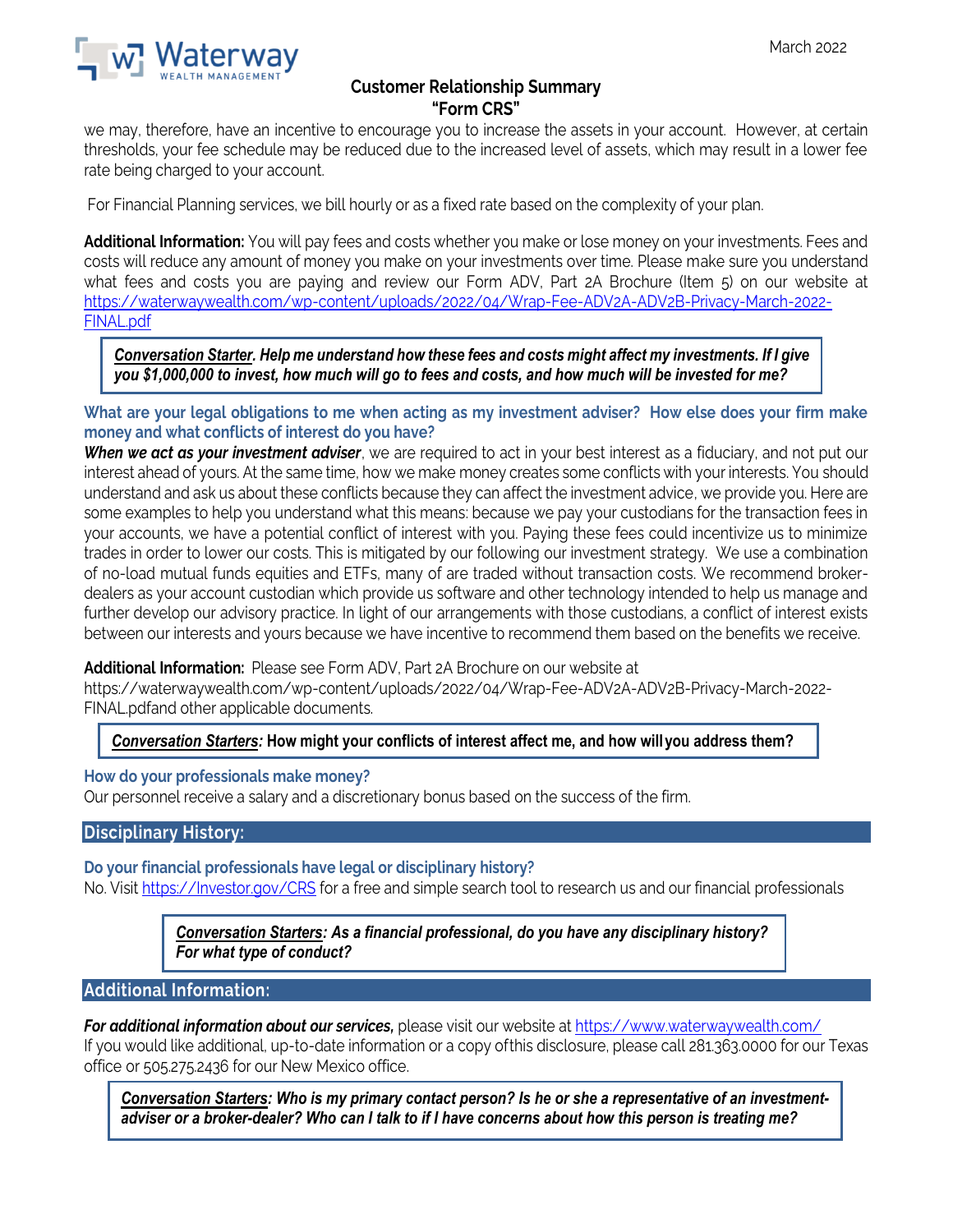we may, therefore, have an incentive to encourage you to increase the assets in your account. However, at certain thresholds, your fee schedule may be reduced due to the increased level of assets, which may result in a lower fee rate being charged to your account.

For Financial Planning services, we bill hourly or as a fixed rate based on the complexity of your plan.

**Additional Information:** You will pay fees and costs whether you make or lose money on your investments. Fees and costs will reduce any amount of money you make on your investments over time. Please make sure you understand what fees and costs you are paying and review our Form ADV, Part 2A Brochure (Item 5) on our website at https://waterwaywealth.com/wp-content/uploads/2022/04/Wrap-Fee-ADV2A-ADV2B-Privacy-March-2022-FINAL.pdf

> ***Conversation Starter. Help me understand how these fees and costs might affect my investments. If I give you $1,000,000 to invest, how much will go to fees and costs, and how much will be invested for me?***

### What are your legal obligations to me when acting as my investment adviser? How else does your firm make money and what conflicts of interest do you have?

***When we act as your investment adviser***, we are required to act in your best interest as a fiduciary, and not put our interest ahead of yours. At the same time, how we make money creates some conflicts with your interests. You should understand and ask us about these conflicts because they can affect the investment advice, we provide you. Here are some examples to help you understand what this means: because we pay your custodians for the transaction fees in your accounts, we have a potential conflict of interest with you. Paying these fees could incentivize us to minimize trades in order to lower our costs. This is mitigated by our following our investment strategy. We use a combination of no-load mutual funds equities and ETFs, many of are traded without transaction costs. We recommend broker-dealers as your account custodian which provide us software and other technology intended to help us manage and further develop our advisory practice. In light of our arrangements with those custodians, a conflict of interest exists between our interests and yours because we have incentive to recommend them based on the benefits we receive.

**Additional Information:** Please see Form ADV, Part 2A Brochure on our website at https://waterwaywealth.com/wp-content/uploads/2022/04/Wrap-Fee-ADV2A-ADV2B-Privacy-March-2022-FINAL.pdfand other applicable documents.

> ***Conversation Starters*: How might your conflicts of interest affect me, and how will you address them?**

### How do your professionals make money?

Our personnel receive a salary and a discretionary bonus based on the success of the firm.

## Disciplinary History:

### Do your financial professionals have legal or disciplinary history?

No. Visit https://Investor.gov/CRS for a free and simple search tool to research us and our financial professionals

> ***Conversation Starters: As a financial professional, do you have any disciplinary history? For what type of conduct?***

## Additional Information:

***For additional information about our services,*** please visit our website at https://www.waterwaywealth.com/
If you would like additional, up-to-date information or a copy ofthis disclosure, please call 281.363.0000 for our Texas office or 505.275.2436 for our New Mexico office.

> ***Conversation Starters: Who is my primary contact person? Is he or she a representative of an investment-adviser or a broker-dealer? Who can I talk to if I have concerns about how this person is treating me?***